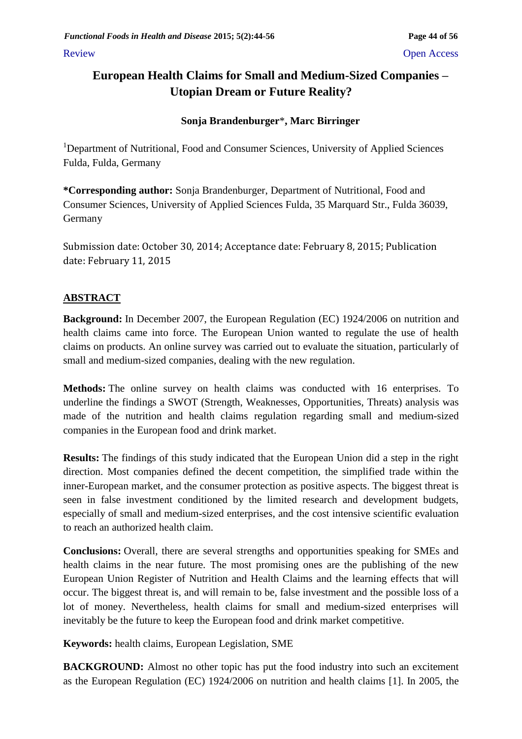Review | Open Access

# European Health Claims for Small and Medium-Sized Companies – Utopian Dream or Future Reality?

**Sonja Brandenburger\*, Marc Birringer**

[1]Department of Nutritional, Food and Consumer Sciences, University of Applied Sciences Fulda, Fulda, Germany

**\*Corresponding author:** Sonja Brandenburger, Department of Nutritional, Food and Consumer Sciences, University of Applied Sciences Fulda, 35 Marquard Str., Fulda 36039, Germany

Submission date: October 30, 2014; Acceptance date: February 8, 2015; Publication date: February 11, 2015

## ABSTRACT

**Background:** In December 2007, the European Regulation (EC) 1924/2006 on nutrition and health claims came into force. The European Union wanted to regulate the use of health claims on products. An online survey was carried out to evaluate the situation, particularly of small and medium-sized companies, dealing with the new regulation.

**Methods:** The online survey on health claims was conducted with 16 enterprises. To underline the findings a SWOT (Strength, Weaknesses, Opportunities, Threats) analysis was made of the nutrition and health claims regulation regarding small and medium-sized companies in the European food and drink market.

**Results:** The findings of this study indicated that the European Union did a step in the right direction. Most companies defined the decent competition, the simplified trade within the inner-European market, and the consumer protection as positive aspects. The biggest threat is seen in false investment conditioned by the limited research and development budgets, especially of small and medium-sized enterprises, and the cost intensive scientific evaluation to reach an authorized health claim.

**Conclusions:** Overall, there are several strengths and opportunities speaking for SMEs and health claims in the near future. The most promising ones are the publishing of the new European Union Register of Nutrition and Health Claims and the learning effects that will occur. The biggest threat is, and will remain to be, false investment and the possible loss of a lot of money. Nevertheless, health claims for small and medium-sized enterprises will inevitably be the future to keep the European food and drink market competitive.

**Keywords:** health claims, European Legislation, SME

**BACKGROUND:** Almost no other topic has put the food industry into such an excitement as the European Regulation (EC) 1924/2006 on nutrition and health claims [1]. In 2005, the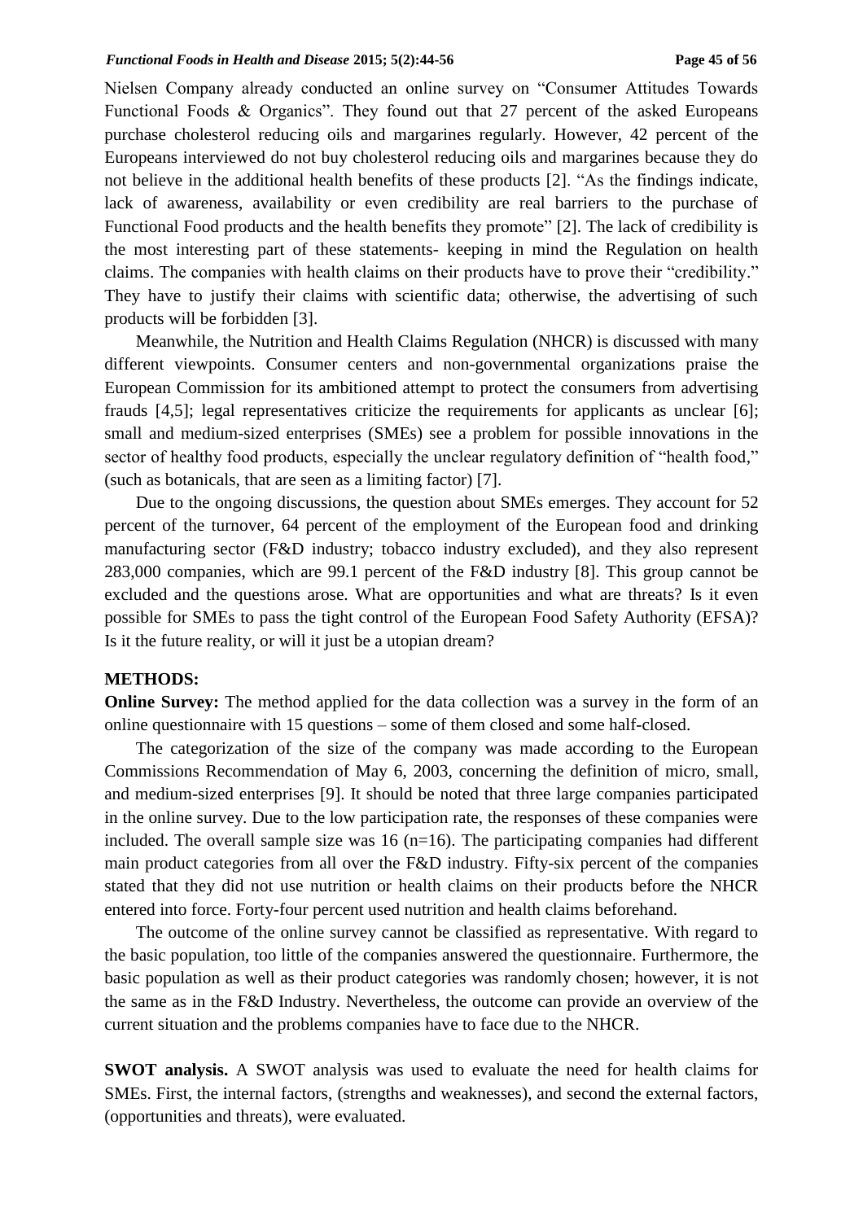Nielsen Company already conducted an online survey on "Consumer Attitudes Towards Functional Foods & Organics". They found out that 27 percent of the asked Europeans purchase cholesterol reducing oils and margarines regularly. However, 42 percent of the Europeans interviewed do not buy cholesterol reducing oils and margarines because they do not believe in the additional health benefits of these products [2]. "As the findings indicate, lack of awareness, availability or even credibility are real barriers to the purchase of Functional Food products and the health benefits they promote" [2]. The lack of credibility is the most interesting part of these statements- keeping in mind the Regulation on health claims. The companies with health claims on their products have to prove their "credibility." They have to justify their claims with scientific data; otherwise, the advertising of such products will be forbidden [3].

Meanwhile, the Nutrition and Health Claims Regulation (NHCR) is discussed with many different viewpoints. Consumer centers and non-governmental organizations praise the European Commission for its ambitioned attempt to protect the consumers from advertising frauds [4,5]; legal representatives criticize the requirements for applicants as unclear [6]; small and medium-sized enterprises (SMEs) see a problem for possible innovations in the sector of healthy food products, especially the unclear regulatory definition of "health food," (such as botanicals, that are seen as a limiting factor) [7].

Due to the ongoing discussions, the question about SMEs emerges. They account for 52 percent of the turnover, 64 percent of the employment of the European food and drinking manufacturing sector (F&D industry; tobacco industry excluded), and they also represent 283,000 companies, which are 99.1 percent of the F&D industry [8]. This group cannot be excluded and the questions arose. What are opportunities and what are threats? Is it even possible for SMEs to pass the tight control of the European Food Safety Authority (EFSA)? Is it the future reality, or will it just be a utopian dream?

## METHODS:

**Online Survey:** The method applied for the data collection was a survey in the form of an online questionnaire with 15 questions – some of them closed and some half-closed.

The categorization of the size of the company was made according to the European Commissions Recommendation of May 6, 2003, concerning the definition of micro, small, and medium-sized enterprises [9]. It should be noted that three large companies participated in the online survey. Due to the low participation rate, the responses of these companies were included. The overall sample size was 16 (n=16). The participating companies had different main product categories from all over the F&D industry. Fifty-six percent of the companies stated that they did not use nutrition or health claims on their products before the NHCR entered into force. Forty-four percent used nutrition and health claims beforehand.

The outcome of the online survey cannot be classified as representative. With regard to the basic population, too little of the companies answered the questionnaire. Furthermore, the basic population as well as their product categories was randomly chosen; however, it is not the same as in the F&D Industry. Nevertheless, the outcome can provide an overview of the current situation and the problems companies have to face due to the NHCR.

**SWOT analysis.** A SWOT analysis was used to evaluate the need for health claims for SMEs. First, the internal factors, (strengths and weaknesses), and second the external factors, (opportunities and threats), were evaluated.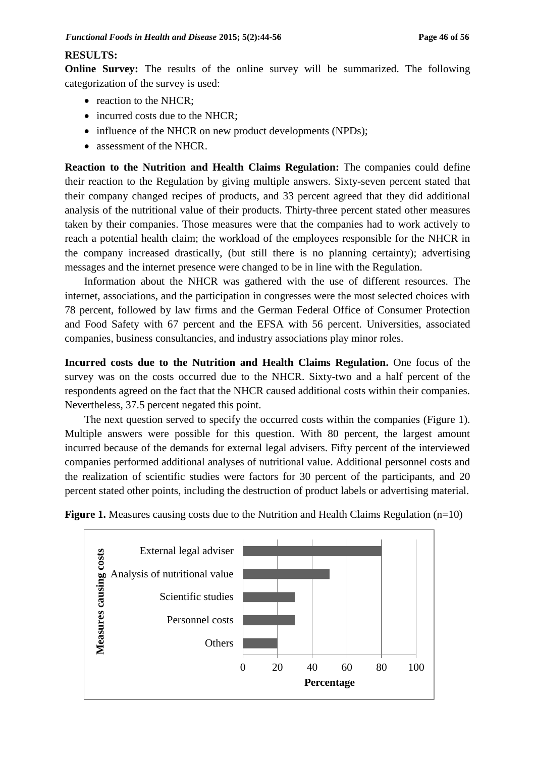## RESULTS:

**Online Survey:** The results of the online survey will be summarized. The following categorization of the survey is used:

- reaction to the NHCR;
- incurred costs due to the NHCR;
- influence of the NHCR on new product developments (NPDs);
- assessment of the NHCR.

**Reaction to the Nutrition and Health Claims Regulation:** The companies could define their reaction to the Regulation by giving multiple answers. Sixty-seven percent stated that their company changed recipes of products, and 33 percent agreed that they did additional analysis of the nutritional value of their products. Thirty-three percent stated other measures taken by their companies. Those measures were that the companies had to work actively to reach a potential health claim; the workload of the employees responsible for the NHCR in the company increased drastically, (but still there is no planning certainty); advertising messages and the internet presence were changed to be in line with the Regulation.

Information about the NHCR was gathered with the use of different resources. The internet, associations, and the participation in congresses were the most selected choices with 78 percent, followed by law firms and the German Federal Office of Consumer Protection and Food Safety with 67 percent and the EFSA with 56 percent. Universities, associated companies, business consultancies, and industry associations play minor roles.

**Incurred costs due to the Nutrition and Health Claims Regulation.** One focus of the survey was on the costs occurred due to the NHCR. Sixty-two and a half percent of the respondents agreed on the fact that the NHCR caused additional costs within their companies. Nevertheless, 37.5 percent negated this point.

The next question served to specify the occurred costs within the companies (Figure 1). Multiple answers were possible for this question. With 80 percent, the largest amount incurred because of the demands for external legal advisers. Fifty percent of the interviewed companies performed additional analyses of nutritional value. Additional personnel costs and the realization of scientific studies were factors for 30 percent of the participants, and 20 percent stated other points, including the destruction of product labels or advertising material.

**Figure 1.** Measures causing costs due to the Nutrition and Health Claims Regulation (n=10)

| Measures causing costs | Percentage |
|---|---|
| External legal adviser | 80 |
| Analysis of nutritional value | 50 |
| Scientific studies | 30 |
| Personnel costs | 30 |
| Others | 20 |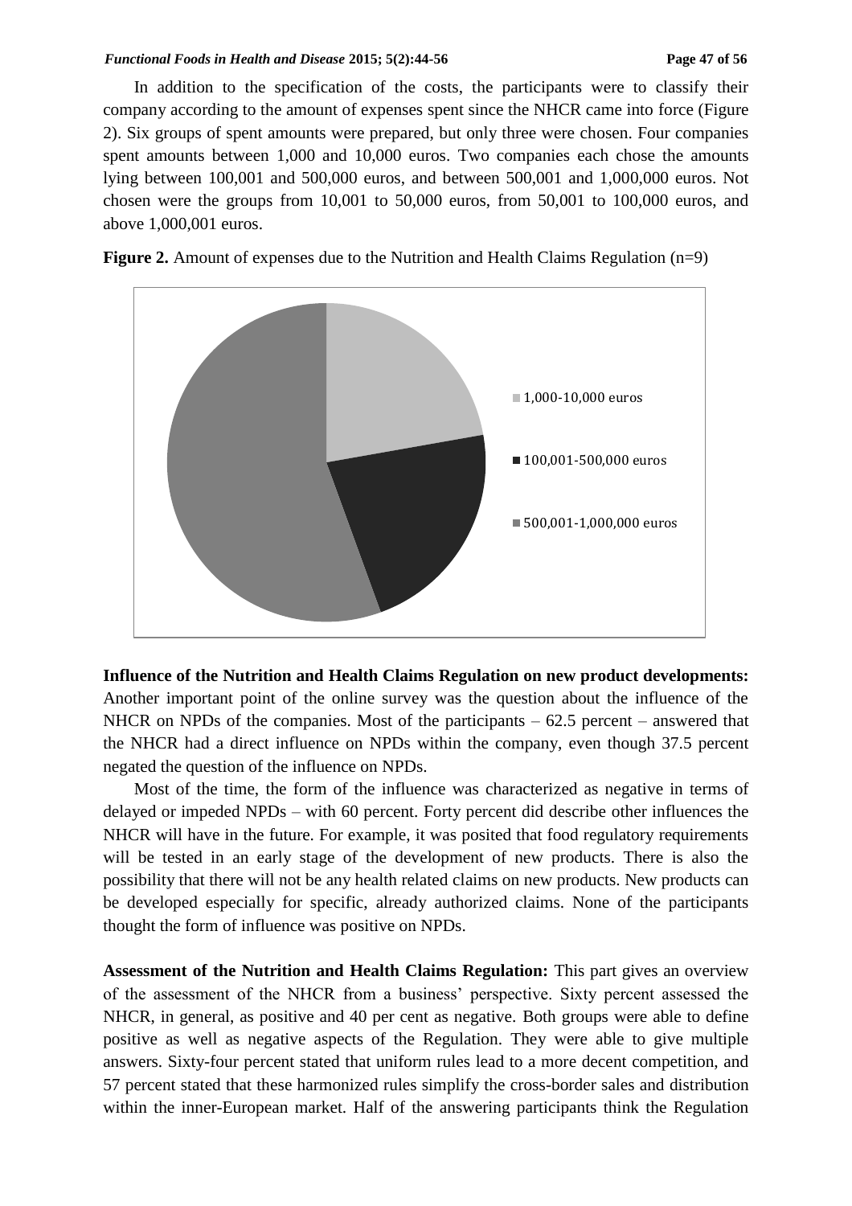In addition to the specification of the costs, the participants were to classify their company according to the amount of expenses spent since the NHCR came into force (Figure 2). Six groups of spent amounts were prepared, but only three were chosen. Four companies spent amounts between 1,000 and 10,000 euros. Two companies each chose the amounts lying between 100,001 and 500,000 euros, and between 500,001 and 1,000,000 euros. Not chosen were the groups from 10,001 to 50,000 euros, from 50,001 to 100,000 euros, and above 1,000,001 euros.

**Figure 2.** Amount of expenses due to the Nutrition and Health Claims Regulation (n=9)

**Influence of the Nutrition and Health Claims Regulation on new product developments:** Another important point of the online survey was the question about the influence of the NHCR on NPDs of the companies. Most of the participants – 62.5 percent – answered that the NHCR had a direct influence on NPDs within the company, even though 37.5 percent negated the question of the influence on NPDs.

Most of the time, the form of the influence was characterized as negative in terms of delayed or impeded NPDs – with 60 percent. Forty percent did describe other influences the NHCR will have in the future. For example, it was posited that food regulatory requirements will be tested in an early stage of the development of new products. There is also the possibility that there will not be any health related claims on new products. New products can be developed especially for specific, already authorized claims. None of the participants thought the form of influence was positive on NPDs.

**Assessment of the Nutrition and Health Claims Regulation:** This part gives an overview of the assessment of the NHCR from a business' perspective. Sixty percent assessed the NHCR, in general, as positive and 40 per cent as negative. Both groups were able to define positive as well as negative aspects of the Regulation. They were able to give multiple answers. Sixty-four percent stated that uniform rules lead to a more decent competition, and 57 percent stated that these harmonized rules simplify the cross-border sales and distribution within the inner-European market. Half of the answering participants think the Regulation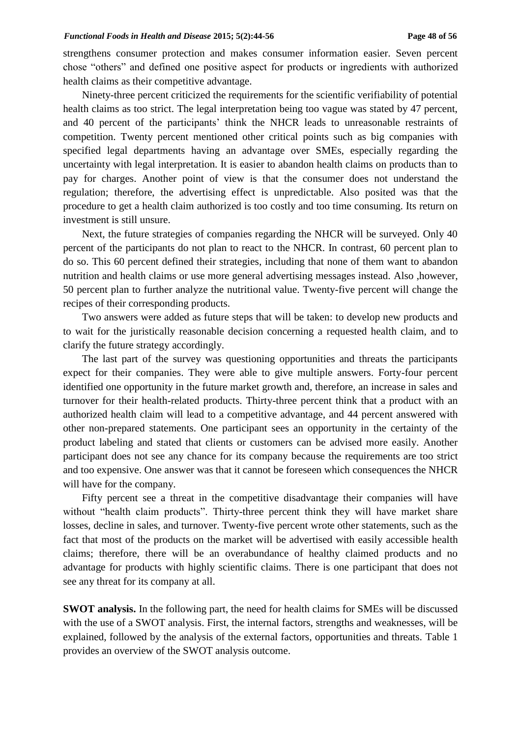strengthens consumer protection and makes consumer information easier. Seven percent chose "others" and defined one positive aspect for products or ingredients with authorized health claims as their competitive advantage.

Ninety-three percent criticized the requirements for the scientific verifiability of potential health claims as too strict. The legal interpretation being too vague was stated by 47 percent, and 40 percent of the participants' think the NHCR leads to unreasonable restraints of competition. Twenty percent mentioned other critical points such as big companies with specified legal departments having an advantage over SMEs, especially regarding the uncertainty with legal interpretation. It is easier to abandon health claims on products than to pay for charges. Another point of view is that the consumer does not understand the regulation; therefore, the advertising effect is unpredictable. Also posited was that the procedure to get a health claim authorized is too costly and too time consuming. Its return on investment is still unsure.

Next, the future strategies of companies regarding the NHCR will be surveyed. Only 40 percent of the participants do not plan to react to the NHCR. In contrast, 60 percent plan to do so. This 60 percent defined their strategies, including that none of them want to abandon nutrition and health claims or use more general advertising messages instead. Also ,however, 50 percent plan to further analyze the nutritional value. Twenty-five percent will change the recipes of their corresponding products.

Two answers were added as future steps that will be taken: to develop new products and to wait for the juristically reasonable decision concerning a requested health claim, and to clarify the future strategy accordingly.

The last part of the survey was questioning opportunities and threats the participants expect for their companies. They were able to give multiple answers. Forty-four percent identified one opportunity in the future market growth and, therefore, an increase in sales and turnover for their health-related products. Thirty-three percent think that a product with an authorized health claim will lead to a competitive advantage, and 44 percent answered with other non-prepared statements. One participant sees an opportunity in the certainty of the product labeling and stated that clients or customers can be advised more easily. Another participant does not see any chance for its company because the requirements are too strict and too expensive. One answer was that it cannot be foreseen which consequences the NHCR will have for the company.

Fifty percent see a threat in the competitive disadvantage their companies will have without "health claim products". Thirty-three percent think they will have market share losses, decline in sales, and turnover. Twenty-five percent wrote other statements, such as the fact that most of the products on the market will be advertised with easily accessible health claims; therefore, there will be an overabundance of healthy claimed products and no advantage for products with highly scientific claims. There is one participant that does not see any threat for its company at all.

**SWOT analysis.** In the following part, the need for health claims for SMEs will be discussed with the use of a SWOT analysis. First, the internal factors, strengths and weaknesses, will be explained, followed by the analysis of the external factors, opportunities and threats. Table 1 provides an overview of the SWOT analysis outcome.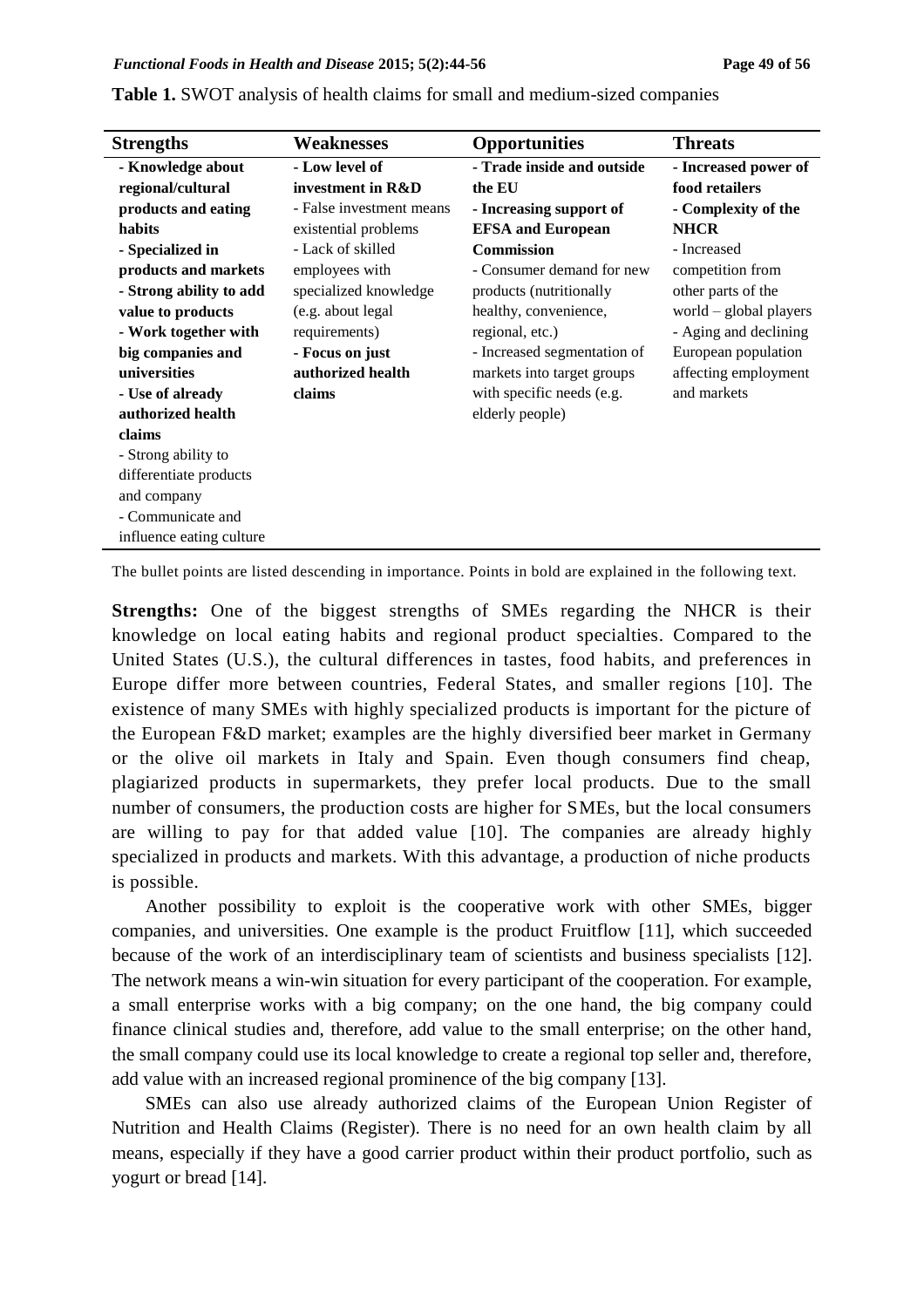**Table 1.** SWOT analysis of health claims for small and medium-sized companies

| Strengths | Weaknesses | Opportunities | Threats |
|---|---|---|---|
| **- Knowledge about regional/cultural products and eating habits**<br>**- Specialized in products and markets**<br>**- Strong ability to add value to products**<br>**- Work together with big companies and universities**<br>**- Use of already authorized health claims**<br>- Strong ability to differentiate products and company<br>- Communicate and influence eating culture | **- Low level of investment in R&D**<br>- False investment means existential problems<br>- Lack of skilled employees with specialized knowledge (e.g. about legal requirements)<br>**- Focus on just authorized health claims** | **- Trade inside and outside the EU**<br>**- Increasing support of EFSA and European Commission**<br>- Consumer demand for new products (nutritionally healthy, convenience, regional, etc.)<br>- Increased segmentation of markets into target groups with specific needs (e.g. elderly people) | **- Increased power of food retailers**<br>**- Complexity of the NHCR**<br>- Increased competition from other parts of the world – global players<br>- Aging and declining European population affecting employment and markets |

The bullet points are listed descending in importance. Points in bold are explained in the following text.

**Strengths:** One of the biggest strengths of SMEs regarding the NHCR is their knowledge on local eating habits and regional product specialties. Compared to the United States (U.S.), the cultural differences in tastes, food habits, and preferences in Europe differ more between countries, Federal States, and smaller regions [10]. The existence of many SMEs with highly specialized products is important for the picture of the European F&D market; examples are the highly diversified beer market in Germany or the olive oil markets in Italy and Spain. Even though consumers find cheap, plagiarized products in supermarkets, they prefer local products. Due to the small number of consumers, the production costs are higher for SMEs, but the local consumers are willing to pay for that added value [10]. The companies are already highly specialized in products and markets. With this advantage, a production of niche products is possible.

Another possibility to exploit is the cooperative work with other SMEs, bigger companies, and universities. One example is the product Fruitflow [11], which succeeded because of the work of an interdisciplinary team of scientists and business specialists [12]. The network means a win-win situation for every participant of the cooperation. For example, a small enterprise works with a big company; on the one hand, the big company could finance clinical studies and, therefore, add value to the small enterprise; on the other hand, the small company could use its local knowledge to create a regional top seller and, therefore, add value with an increased regional prominence of the big company [13].

SMEs can also use already authorized claims of the European Union Register of Nutrition and Health Claims (Register). There is no need for an own health claim by all means, especially if they have a good carrier product within their product portfolio, such as yogurt or bread [14].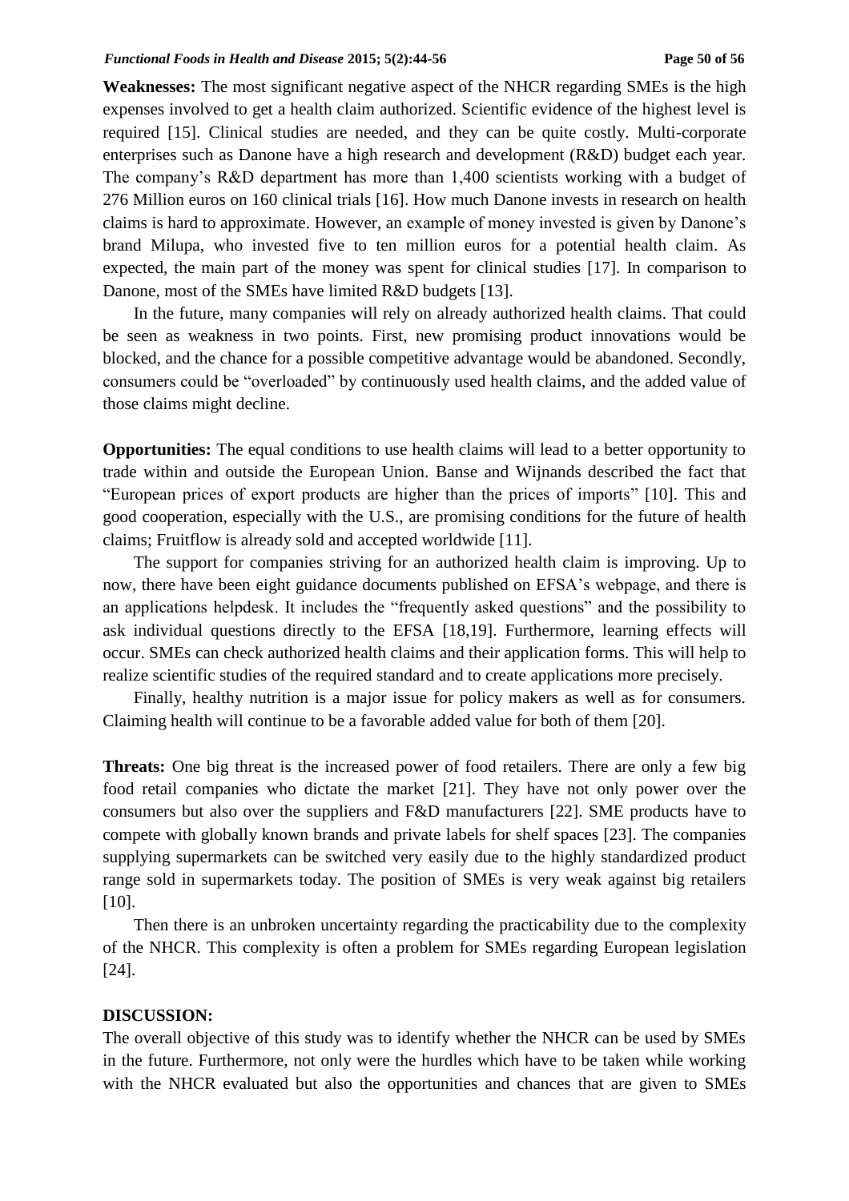**Weaknesses:** The most significant negative aspect of the NHCR regarding SMEs is the high expenses involved to get a health claim authorized. Scientific evidence of the highest level is required [15]. Clinical studies are needed, and they can be quite costly. Multi-corporate enterprises such as Danone have a high research and development (R&D) budget each year. The company's R&D department has more than 1,400 scientists working with a budget of 276 Million euros on 160 clinical trials [16]. How much Danone invests in research on health claims is hard to approximate. However, an example of money invested is given by Danone's brand Milupa, who invested five to ten million euros for a potential health claim. As expected, the main part of the money was spent for clinical studies [17]. In comparison to Danone, most of the SMEs have limited R&D budgets [13].

In the future, many companies will rely on already authorized health claims. That could be seen as weakness in two points. First, new promising product innovations would be blocked, and the chance for a possible competitive advantage would be abandoned. Secondly, consumers could be "overloaded" by continuously used health claims, and the added value of those claims might decline.

**Opportunities:** The equal conditions to use health claims will lead to a better opportunity to trade within and outside the European Union. Banse and Wijnands described the fact that "European prices of export products are higher than the prices of imports" [10]. This and good cooperation, especially with the U.S., are promising conditions for the future of health claims; Fruitflow is already sold and accepted worldwide [11].

The support for companies striving for an authorized health claim is improving. Up to now, there have been eight guidance documents published on EFSA's webpage, and there is an applications helpdesk. It includes the "frequently asked questions" and the possibility to ask individual questions directly to the EFSA [18,19]. Furthermore, learning effects will occur. SMEs can check authorized health claims and their application forms. This will help to realize scientific studies of the required standard and to create applications more precisely.

Finally, healthy nutrition is a major issue for policy makers as well as for consumers. Claiming health will continue to be a favorable added value for both of them [20].

**Threats:** One big threat is the increased power of food retailers. There are only a few big food retail companies who dictate the market [21]. They have not only power over the consumers but also over the suppliers and F&D manufacturers [22]. SME products have to compete with globally known brands and private labels for shelf spaces [23]. The companies supplying supermarkets can be switched very easily due to the highly standardized product range sold in supermarkets today. The position of SMEs is very weak against big retailers [10].

Then there is an unbroken uncertainty regarding the practicability due to the complexity of the NHCR. This complexity is often a problem for SMEs regarding European legislation [24].

## DISCUSSION:

The overall objective of this study was to identify whether the NHCR can be used by SMEs in the future. Furthermore, not only were the hurdles which have to be taken while working with the NHCR evaluated but also the opportunities and chances that are given to SMEs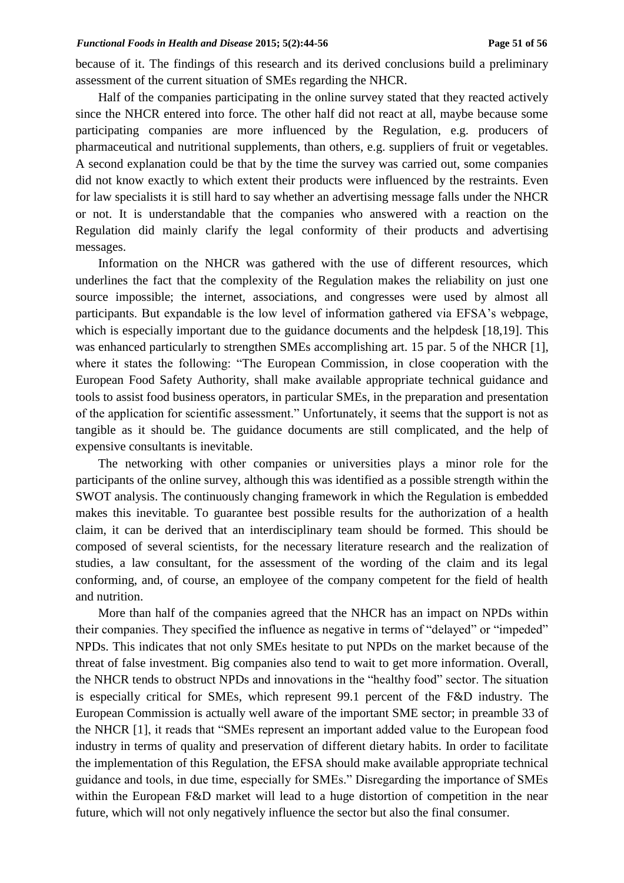because of it. The findings of this research and its derived conclusions build a preliminary assessment of the current situation of SMEs regarding the NHCR.

Half of the companies participating in the online survey stated that they reacted actively since the NHCR entered into force. The other half did not react at all, maybe because some participating companies are more influenced by the Regulation, e.g. producers of pharmaceutical and nutritional supplements, than others, e.g. suppliers of fruit or vegetables. A second explanation could be that by the time the survey was carried out, some companies did not know exactly to which extent their products were influenced by the restraints. Even for law specialists it is still hard to say whether an advertising message falls under the NHCR or not. It is understandable that the companies who answered with a reaction on the Regulation did mainly clarify the legal conformity of their products and advertising messages.

Information on the NHCR was gathered with the use of different resources, which underlines the fact that the complexity of the Regulation makes the reliability on just one source impossible; the internet, associations, and congresses were used by almost all participants. But expandable is the low level of information gathered via EFSA's webpage, which is especially important due to the guidance documents and the helpdesk [18,19]. This was enhanced particularly to strengthen SMEs accomplishing art. 15 par. 5 of the NHCR [1], where it states the following: "The European Commission, in close cooperation with the European Food Safety Authority, shall make available appropriate technical guidance and tools to assist food business operators, in particular SMEs, in the preparation and presentation of the application for scientific assessment." Unfortunately, it seems that the support is not as tangible as it should be. The guidance documents are still complicated, and the help of expensive consultants is inevitable.

The networking with other companies or universities plays a minor role for the participants of the online survey, although this was identified as a possible strength within the SWOT analysis. The continuously changing framework in which the Regulation is embedded makes this inevitable. To guarantee best possible results for the authorization of a health claim, it can be derived that an interdisciplinary team should be formed. This should be composed of several scientists, for the necessary literature research and the realization of studies, a law consultant, for the assessment of the wording of the claim and its legal conforming, and, of course, an employee of the company competent for the field of health and nutrition.

More than half of the companies agreed that the NHCR has an impact on NPDs within their companies. They specified the influence as negative in terms of "delayed" or "impeded" NPDs. This indicates that not only SMEs hesitate to put NPDs on the market because of the threat of false investment. Big companies also tend to wait to get more information. Overall, the NHCR tends to obstruct NPDs and innovations in the "healthy food" sector. The situation is especially critical for SMEs, which represent 99.1 percent of the F&D industry. The European Commission is actually well aware of the important SME sector; in preamble 33 of the NHCR [1], it reads that "SMEs represent an important added value to the European food industry in terms of quality and preservation of different dietary habits. In order to facilitate the implementation of this Regulation, the EFSA should make available appropriate technical guidance and tools, in due time, especially for SMEs." Disregarding the importance of SMEs within the European F&D market will lead to a huge distortion of competition in the near future, which will not only negatively influence the sector but also the final consumer.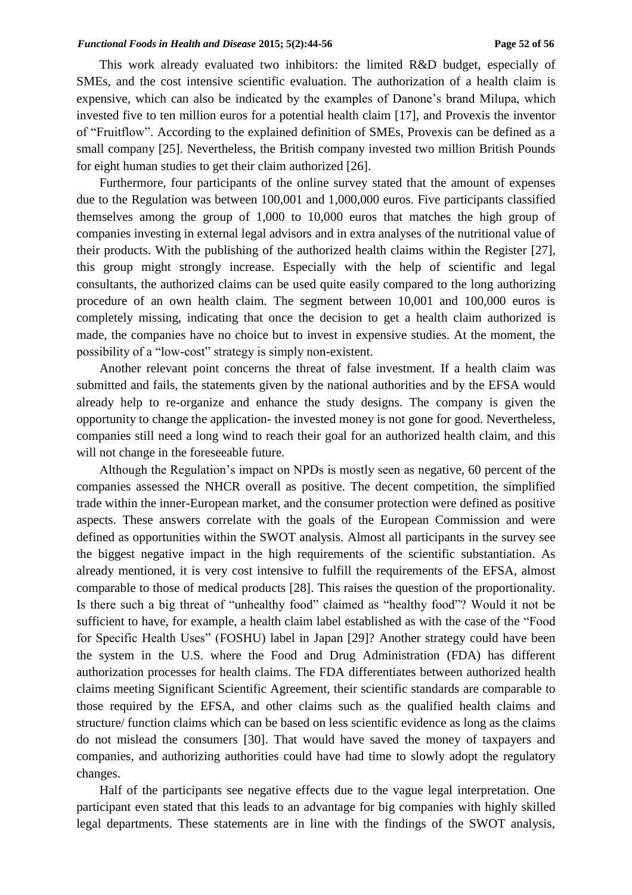This work already evaluated two inhibitors: the limited R&D budget, especially of SMEs, and the cost intensive scientific evaluation. The authorization of a health claim is expensive, which can also be indicated by the examples of Danone's brand Milupa, which invested five to ten million euros for a potential health claim [17], and Provexis the inventor of "Fruitflow". According to the explained definition of SMEs, Provexis can be defined as a small company [25]. Nevertheless, the British company invested two million British Pounds for eight human studies to get their claim authorized [26].

Furthermore, four participants of the online survey stated that the amount of expenses due to the Regulation was between 100,001 and 1,000,000 euros. Five participants classified themselves among the group of 1,000 to 10,000 euros that matches the high group of companies investing in external legal advisors and in extra analyses of the nutritional value of their products. With the publishing of the authorized health claims within the Register [27], this group might strongly increase. Especially with the help of scientific and legal consultants, the authorized claims can be used quite easily compared to the long authorizing procedure of an own health claim. The segment between 10,001 and 100,000 euros is completely missing, indicating that once the decision to get a health claim authorized is made, the companies have no choice but to invest in expensive studies. At the moment, the possibility of a "low-cost" strategy is simply non-existent.

Another relevant point concerns the threat of false investment. If a health claim was submitted and fails, the statements given by the national authorities and by the EFSA would already help to re-organize and enhance the study designs. The company is given the opportunity to change the application- the invested money is not gone for good. Nevertheless, companies still need a long wind to reach their goal for an authorized health claim, and this will not change in the foreseeable future.

Although the Regulation's impact on NPDs is mostly seen as negative, 60 percent of the companies assessed the NHCR overall as positive. The decent competition, the simplified trade within the inner-European market, and the consumer protection were defined as positive aspects. These answers correlate with the goals of the European Commission and were defined as opportunities within the SWOT analysis. Almost all participants in the survey see the biggest negative impact in the high requirements of the scientific substantiation. As already mentioned, it is very cost intensive to fulfill the requirements of the EFSA, almost comparable to those of medical products [28]. This raises the question of the proportionality. Is there such a big threat of "unhealthy food" claimed as "healthy food"? Would it not be sufficient to have, for example, a health claim label established as with the case of the "Food for Specific Health Uses" (FOSHU) label in Japan [29]? Another strategy could have been the system in the U.S. where the Food and Drug Administration (FDA) has different authorization processes for health claims. The FDA differentiates between authorized health claims meeting Significant Scientific Agreement, their scientific standards are comparable to those required by the EFSA, and other claims such as the qualified health claims and structure/ function claims which can be based on less scientific evidence as long as the claims do not mislead the consumers [30]. That would have saved the money of taxpayers and companies, and authorizing authorities could have had time to slowly adopt the regulatory changes.

Half of the participants see negative effects due to the vague legal interpretation. One participant even stated that this leads to an advantage for big companies with highly skilled legal departments. These statements are in line with the findings of the SWOT analysis,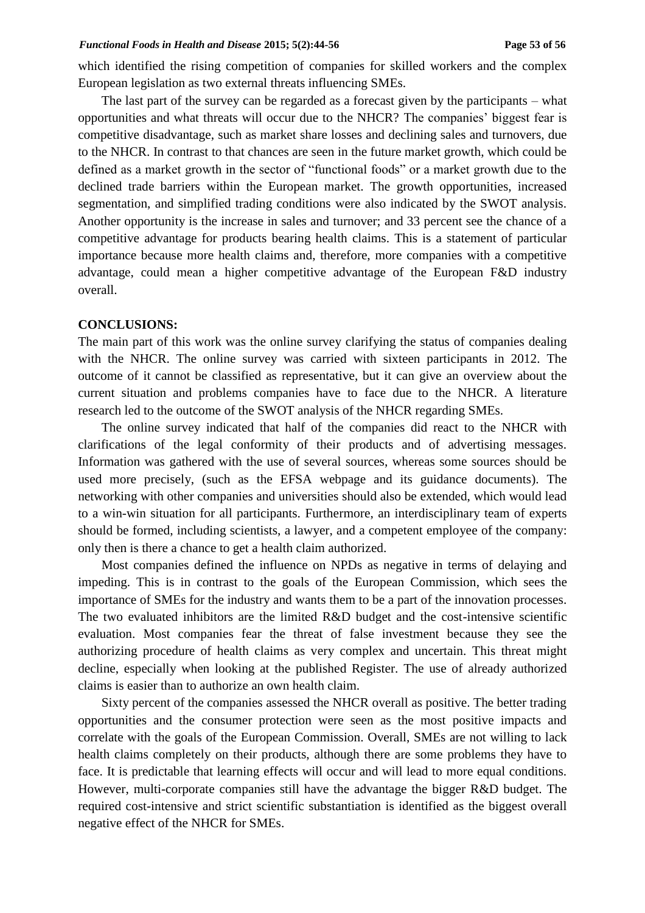which identified the rising competition of companies for skilled workers and the complex European legislation as two external threats influencing SMEs.

The last part of the survey can be regarded as a forecast given by the participants – what opportunities and what threats will occur due to the NHCR? The companies' biggest fear is competitive disadvantage, such as market share losses and declining sales and turnovers, due to the NHCR. In contrast to that chances are seen in the future market growth, which could be defined as a market growth in the sector of "functional foods" or a market growth due to the declined trade barriers within the European market. The growth opportunities, increased segmentation, and simplified trading conditions were also indicated by the SWOT analysis. Another opportunity is the increase in sales and turnover; and 33 percent see the chance of a competitive advantage for products bearing health claims. This is a statement of particular importance because more health claims and, therefore, more companies with a competitive advantage, could mean a higher competitive advantage of the European F&D industry overall.

## CONCLUSIONS:

The main part of this work was the online survey clarifying the status of companies dealing with the NHCR. The online survey was carried with sixteen participants in 2012. The outcome of it cannot be classified as representative, but it can give an overview about the current situation and problems companies have to face due to the NHCR. A literature research led to the outcome of the SWOT analysis of the NHCR regarding SMEs.

The online survey indicated that half of the companies did react to the NHCR with clarifications of the legal conformity of their products and of advertising messages. Information was gathered with the use of several sources, whereas some sources should be used more precisely, (such as the EFSA webpage and its guidance documents). The networking with other companies and universities should also be extended, which would lead to a win-win situation for all participants. Furthermore, an interdisciplinary team of experts should be formed, including scientists, a lawyer, and a competent employee of the company: only then is there a chance to get a health claim authorized.

Most companies defined the influence on NPDs as negative in terms of delaying and impeding. This is in contrast to the goals of the European Commission, which sees the importance of SMEs for the industry and wants them to be a part of the innovation processes. The two evaluated inhibitors are the limited R&D budget and the cost-intensive scientific evaluation. Most companies fear the threat of false investment because they see the authorizing procedure of health claims as very complex and uncertain. This threat might decline, especially when looking at the published Register. The use of already authorized claims is easier than to authorize an own health claim.

Sixty percent of the companies assessed the NHCR overall as positive. The better trading opportunities and the consumer protection were seen as the most positive impacts and correlate with the goals of the European Commission. Overall, SMEs are not willing to lack health claims completely on their products, although there are some problems they have to face. It is predictable that learning effects will occur and will lead to more equal conditions. However, multi-corporate companies still have the advantage the bigger R&D budget. The required cost-intensive and strict scientific substantiation is identified as the biggest overall negative effect of the NHCR for SMEs.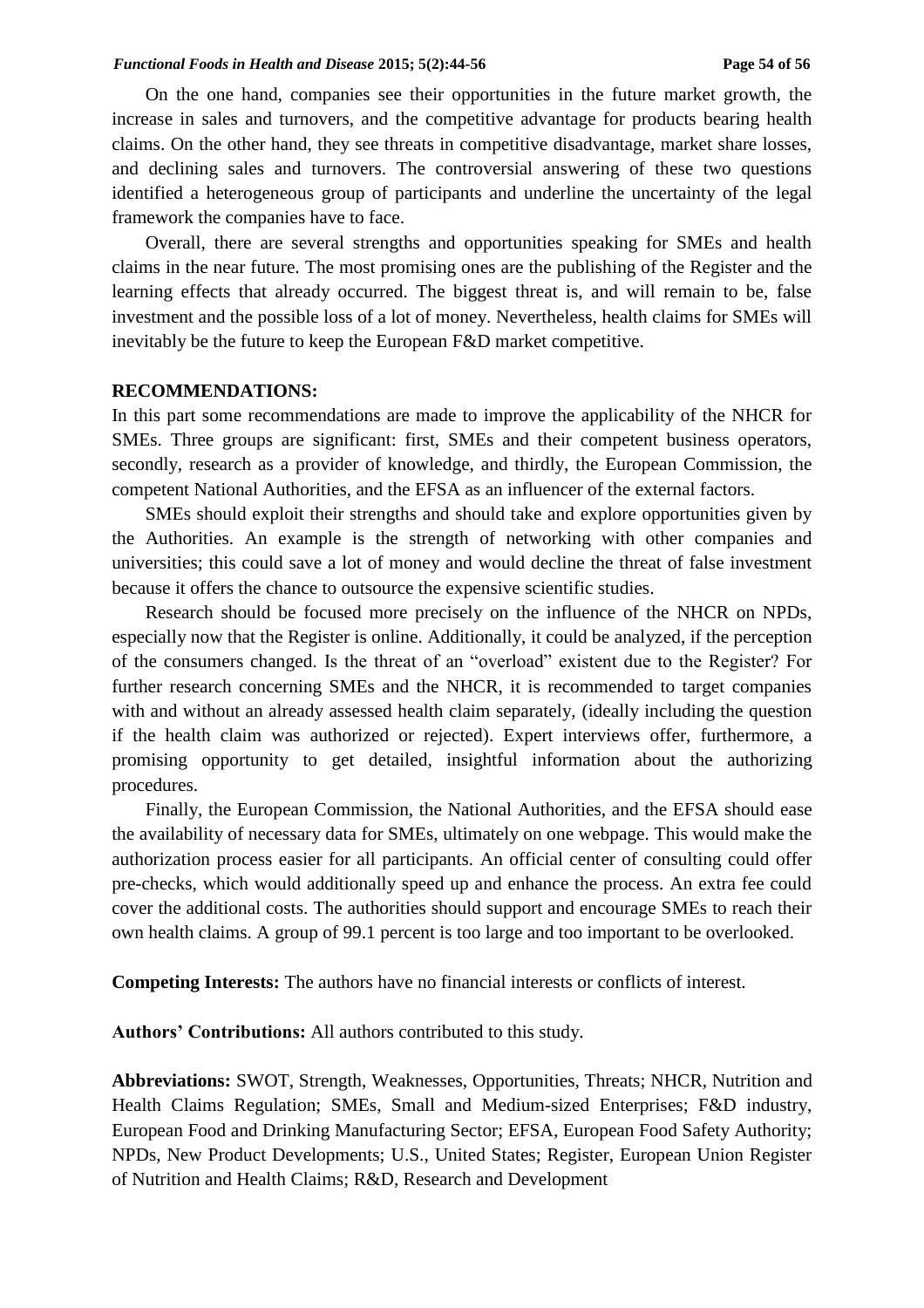On the one hand, companies see their opportunities in the future market growth, the increase in sales and turnovers, and the competitive advantage for products bearing health claims. On the other hand, they see threats in competitive disadvantage, market share losses, and declining sales and turnovers. The controversial answering of these two questions identified a heterogeneous group of participants and underline the uncertainty of the legal framework the companies have to face.

Overall, there are several strengths and opportunities speaking for SMEs and health claims in the near future. The most promising ones are the publishing of the Register and the learning effects that already occurred. The biggest threat is, and will remain to be, false investment and the possible loss of a lot of money. Nevertheless, health claims for SMEs will inevitably be the future to keep the European F&D market competitive.

## RECOMMENDATIONS:

In this part some recommendations are made to improve the applicability of the NHCR for SMEs. Three groups are significant: first, SMEs and their competent business operators, secondly, research as a provider of knowledge, and thirdly, the European Commission, the competent National Authorities, and the EFSA as an influencer of the external factors.

SMEs should exploit their strengths and should take and explore opportunities given by the Authorities. An example is the strength of networking with other companies and universities; this could save a lot of money and would decline the threat of false investment because it offers the chance to outsource the expensive scientific studies.

Research should be focused more precisely on the influence of the NHCR on NPDs, especially now that the Register is online. Additionally, it could be analyzed, if the perception of the consumers changed. Is the threat of an "overload" existent due to the Register? For further research concerning SMEs and the NHCR, it is recommended to target companies with and without an already assessed health claim separately, (ideally including the question if the health claim was authorized or rejected). Expert interviews offer, furthermore, a promising opportunity to get detailed, insightful information about the authorizing procedures.

Finally, the European Commission, the National Authorities, and the EFSA should ease the availability of necessary data for SMEs, ultimately on one webpage. This would make the authorization process easier for all participants. An official center of consulting could offer pre-checks, which would additionally speed up and enhance the process. An extra fee could cover the additional costs. The authorities should support and encourage SMEs to reach their own health claims. A group of 99.1 percent is too large and too important to be overlooked.

**Competing Interests:** The authors have no financial interests or conflicts of interest.

**Authors' Contributions:** All authors contributed to this study.

**Abbreviations:** SWOT, Strength, Weaknesses, Opportunities, Threats; NHCR, Nutrition and Health Claims Regulation; SMEs, Small and Medium-sized Enterprises; F&D industry, European Food and Drinking Manufacturing Sector; EFSA, European Food Safety Authority; NPDs, New Product Developments; U.S., United States; Register, European Union Register of Nutrition and Health Claims; R&D, Research and Development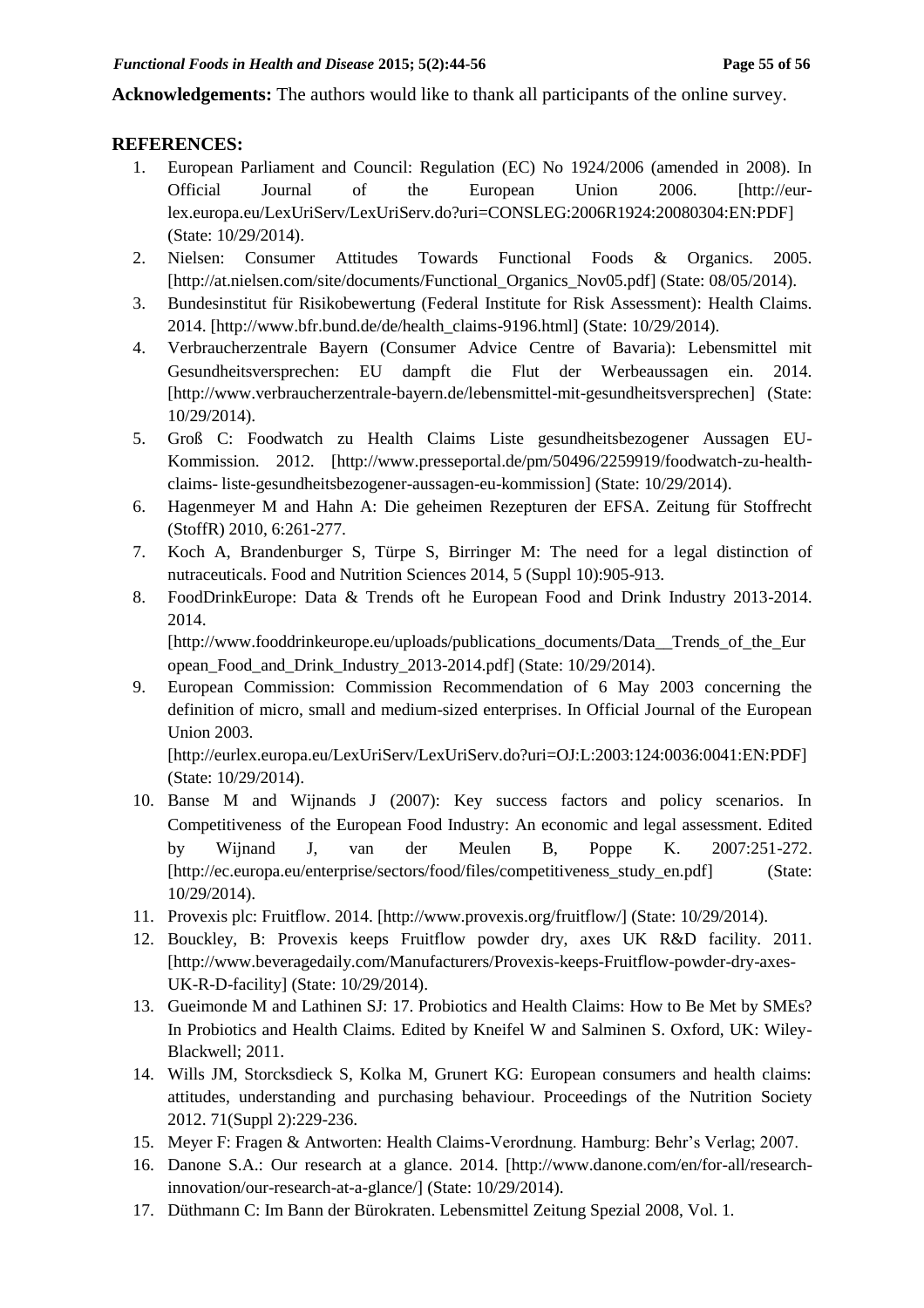**Acknowledgements:** The authors would like to thank all participants of the online survey.

## REFERENCES:

1. European Parliament and Council: Regulation (EC) No 1924/2006 (amended in 2008). In Official Journal of the European Union 2006. [http://eur-lex.europa.eu/LexUriServ/LexUriServ.do?uri=CONSLEG:2006R1924:20080304:EN:PDF] (State: 10/29/2014).
2. Nielsen: Consumer Attitudes Towards Functional Foods & Organics. 2005. [http://at.nielsen.com/site/documents/Functional_Organics_Nov05.pdf] (State: 08/05/2014).
3. Bundesinstitut für Risikobewertung (Federal Institute for Risk Assessment): Health Claims. 2014. [http://www.bfr.bund.de/de/health_claims-9196.html] (State: 10/29/2014).
4. Verbraucherzentrale Bayern (Consumer Advice Centre of Bavaria): Lebensmittel mit Gesundheitsversprechen: EU dampft die Flut der Werbeaussagen ein. 2014. [http://www.verbraucherzentrale-bayern.de/lebensmittel-mit-gesundheitsversprechen] (State: 10/29/2014).
5. Groß C: Foodwatch zu Health Claims Liste gesundheitsbezogener Aussagen EU-Kommission. 2012. [http://www.presseportal.de/pm/50496/2259919/foodwatch-zu-health-claims- liste-gesundheitsbezogener-aussagen-eu-kommission] (State: 10/29/2014).
6. Hagenmeyer M and Hahn A: Die geheimen Rezepturen der EFSA. Zeitung für Stoffrecht (StoffR) 2010, 6:261-277.
7. Koch A, Brandenburger S, Türpe S, Birringer M: The need for a legal distinction of nutraceuticals. Food and Nutrition Sciences 2014, 5 (Suppl 10):905-913.
8. FoodDrinkEurope: Data & Trends oft he European Food and Drink Industry 2013-2014. 2014. [http://www.fooddrinkeurope.eu/uploads/publications_documents/Data__Trends_of_the_European_Food_and_Drink_Industry_2013-2014.pdf] (State: 10/29/2014).
9. European Commission: Commission Recommendation of 6 May 2003 concerning the definition of micro, small and medium-sized enterprises. In Official Journal of the European Union 2003. [http://eurlex.europa.eu/LexUriServ/LexUriServ.do?uri=OJ:L:2003:124:0036:0041:EN:PDF] (State: 10/29/2014).
10. Banse M and Wijnands J (2007): Key success factors and policy scenarios. In Competitiveness of the European Food Industry: An economic and legal assessment. Edited by Wijnand J, van der Meulen B, Poppe K. 2007:251-272. [http://ec.europa.eu/enterprise/sectors/food/files/competitiveness_study_en.pdf] (State: 10/29/2014).
11. Provexis plc: Fruitflow. 2014. [http://www.provexis.org/fruitflow/] (State: 10/29/2014).
12. Bouckley, B: Provexis keeps Fruitflow powder dry, axes UK R&D facility. 2011. [http://www.beveragedaily.com/Manufacturers/Provexis-keeps-Fruitflow-powder-dry-axes-UK-R-D-facility] (State: 10/29/2014).
13. Gueimonde M and Lathinen SJ: 17. Probiotics and Health Claims: How to Be Met by SMEs? In Probiotics and Health Claims. Edited by Kneifel W and Salminen S. Oxford, UK: Wiley-Blackwell; 2011.
14. Wills JM, Storcksdieck S, Kolka M, Grunert KG: European consumers and health claims: attitudes, understanding and purchasing behaviour. Proceedings of the Nutrition Society 2012. 71(Suppl 2):229-236.
15. Meyer F: Fragen & Antworten: Health Claims-Verordnung. Hamburg: Behr's Verlag; 2007.
16. Danone S.A.: Our research at a glance. 2014. [http://www.danone.com/en/for-all/research-innovation/our-research-at-a-glance/] (State: 10/29/2014).
17. Düthmann C: Im Bann der Bürokraten. Lebensmittel Zeitung Spezial 2008, Vol. 1.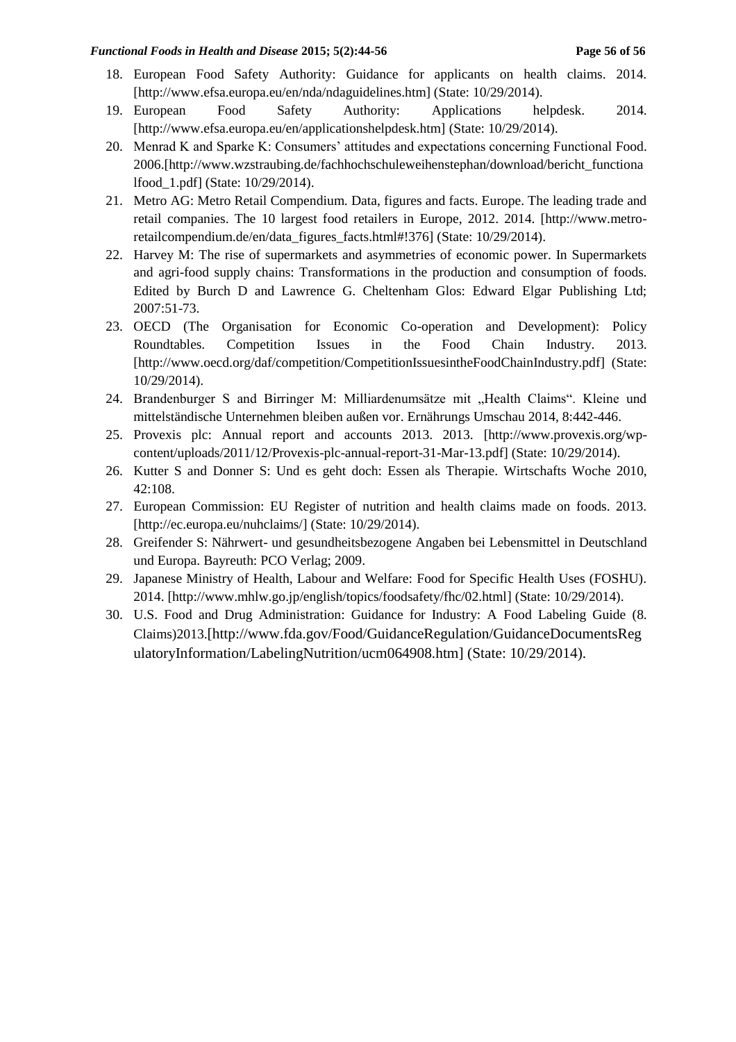18. European Food Safety Authority: Guidance for applicants on health claims. 2014. [http://www.efsa.europa.eu/en/nda/ndaguidelines.htm] (State: 10/29/2014).
19. European Food Safety Authority: Applications helpdesk. 2014. [http://www.efsa.europa.eu/en/applicationshelpdesk.htm] (State: 10/29/2014).
20. Menrad K and Sparke K: Consumers' attitudes and expectations concerning Functional Food. 2006.[http://www.wzstraubing.de/fachhochschuleweihenstephan/download/bericht_functionalfood_1.pdf] (State: 10/29/2014).
21. Metro AG: Metro Retail Compendium. Data, figures and facts. Europe. The leading trade and retail companies. The 10 largest food retailers in Europe, 2012. 2014. [http://www.metro-retailcompendium.de/en/data_figures_facts.html#!376] (State: 10/29/2014).
22. Harvey M: The rise of supermarkets and asymmetries of economic power. In Supermarkets and agri-food supply chains: Transformations in the production and consumption of foods. Edited by Burch D and Lawrence G. Cheltenham Glos: Edward Elgar Publishing Ltd; 2007:51-73.
23. OECD (The Organisation for Economic Co-operation and Development): Policy Roundtables. Competition Issues in the Food Chain Industry. 2013. [http://www.oecd.org/daf/competition/CompetitionIssuesintheFoodChainIndustry.pdf] (State: 10/29/2014).
24. Brandenburger S and Birringer M: Milliardenumsätze mit „Health Claims". Kleine und mittelständische Unternehmen bleiben außen vor. Ernährungs Umschau 2014, 8:442-446.
25. Provexis plc: Annual report and accounts 2013. 2013. [http://www.provexis.org/wp-content/uploads/2011/12/Provexis-plc-annual-report-31-Mar-13.pdf] (State: 10/29/2014).
26. Kutter S and Donner S: Und es geht doch: Essen als Therapie. Wirtschafts Woche 2010, 42:108.
27. European Commission: EU Register of nutrition and health claims made on foods. 2013. [http://ec.europa.eu/nuhclaims/] (State: 10/29/2014).
28. Greifender S: Nährwert- und gesundheitsbezogene Angaben bei Lebensmittel in Deutschland und Europa. Bayreuth: PCO Verlag; 2009.
29. Japanese Ministry of Health, Labour and Welfare: Food for Specific Health Uses (FOSHU). 2014. [http://www.mhlw.go.jp/english/topics/foodsafety/fhc/02.html] (State: 10/29/2014).
30. U.S. Food and Drug Administration: Guidance for Industry: A Food Labeling Guide (8. Claims)2013.[http://www.fda.gov/Food/GuidanceRegulation/GuidanceDocumentsRegulatoryInformation/LabelingNutrition/ucm064908.htm] (State: 10/29/2014).